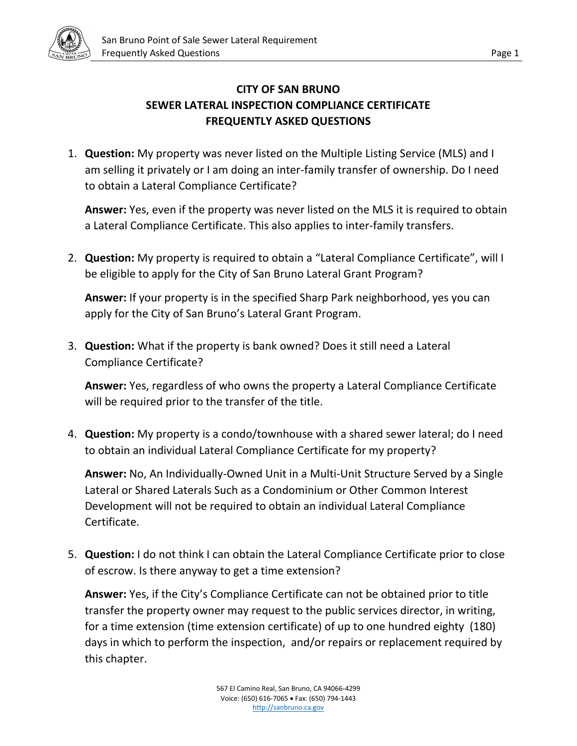# CITY OF SAN BRUNO
# SEWER LATERAL INSPECTION COMPLIANCE CERTIFICATE
# FREQUENTLY ASKED QUESTIONS

1. **Question:** My property was never listed on the Multiple Listing Service (MLS) and I am selling it privately or I am doing an inter-family transfer of ownership. Do I need to obtain a Lateral Compliance Certificate?

   **Answer:** Yes, even if the property was never listed on the MLS it is required to obtain a Lateral Compliance Certificate. This also applies to inter-family transfers.

2. **Question:** My property is required to obtain a "Lateral Compliance Certificate", will I be eligible to apply for the City of San Bruno Lateral Grant Program?

   **Answer:** If your property is in the specified Sharp Park neighborhood, yes you can apply for the City of San Bruno's Lateral Grant Program.

3. **Question:** What if the property is bank owned? Does it still need a Lateral Compliance Certificate?

   **Answer:** Yes, regardless of who owns the property a Lateral Compliance Certificate will be required prior to the transfer of the title.

4. **Question:** My property is a condo/townhouse with a shared sewer lateral; do I need to obtain an individual Lateral Compliance Certificate for my property?

   **Answer:** No, An Individually-Owned Unit in a Multi-Unit Structure Served by a Single Lateral or Shared Laterals Such as a Condominium or Other Common Interest Development will not be required to obtain an individual Lateral Compliance Certificate.

5. **Question:** I do not think I can obtain the Lateral Compliance Certificate prior to close of escrow. Is there anyway to get a time extension?

   **Answer:** Yes, if the City's Compliance Certificate can not be obtained prior to title transfer the property owner may request to the public services director, in writing, for a time extension (time extension certificate) of up to one hundred eighty (180) days in which to perform the inspection, and/or repairs or replacement required by this chapter.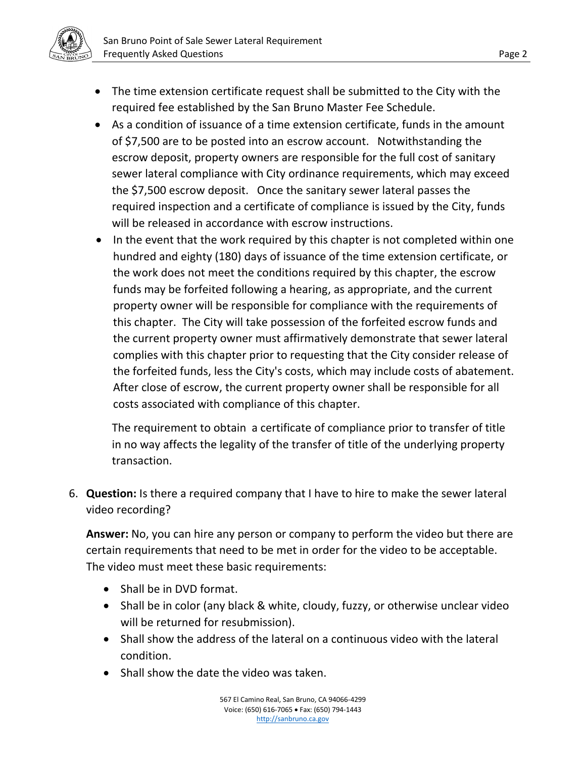- The time extension certificate request shall be submitted to the City with the required fee established by the San Bruno Master Fee Schedule.
- As a condition of issuance of a time extension certificate, funds in the amount of $7,500 are to be posted into an escrow account. Notwithstanding the escrow deposit, property owners are responsible for the full cost of sanitary sewer lateral compliance with City ordinance requirements, which may exceed the $7,500 escrow deposit. Once the sanitary sewer lateral passes the required inspection and a certificate of compliance is issued by the City, funds will be released in accordance with escrow instructions.
- In the event that the work required by this chapter is not completed within one hundred and eighty (180) days of issuance of the time extension certificate, or the work does not meet the conditions required by this chapter, the escrow funds may be forfeited following a hearing, as appropriate, and the current property owner will be responsible for compliance with the requirements of this chapter. The City will take possession of the forfeited escrow funds and the current property owner must affirmatively demonstrate that sewer lateral complies with this chapter prior to requesting that the City consider release of the forfeited funds, less the City's costs, which may include costs of abatement. After close of escrow, the current property owner shall be responsible for all costs associated with compliance of this chapter.

  The requirement to obtain a certificate of compliance prior to transfer of title in no way affects the legality of the transfer of title of the underlying property transaction.

6. **Question:** Is there a required company that I have to hire to make the sewer lateral video recording?

   **Answer:** No, you can hire any person or company to perform the video but there are certain requirements that need to be met in order for the video to be acceptable. The video must meet these basic requirements:

   - Shall be in DVD format.
   - Shall be in color (any black & white, cloudy, fuzzy, or otherwise unclear video will be returned for resubmission).
   - Shall show the address of the lateral on a continuous video with the lateral condition.
   - Shall show the date the video was taken.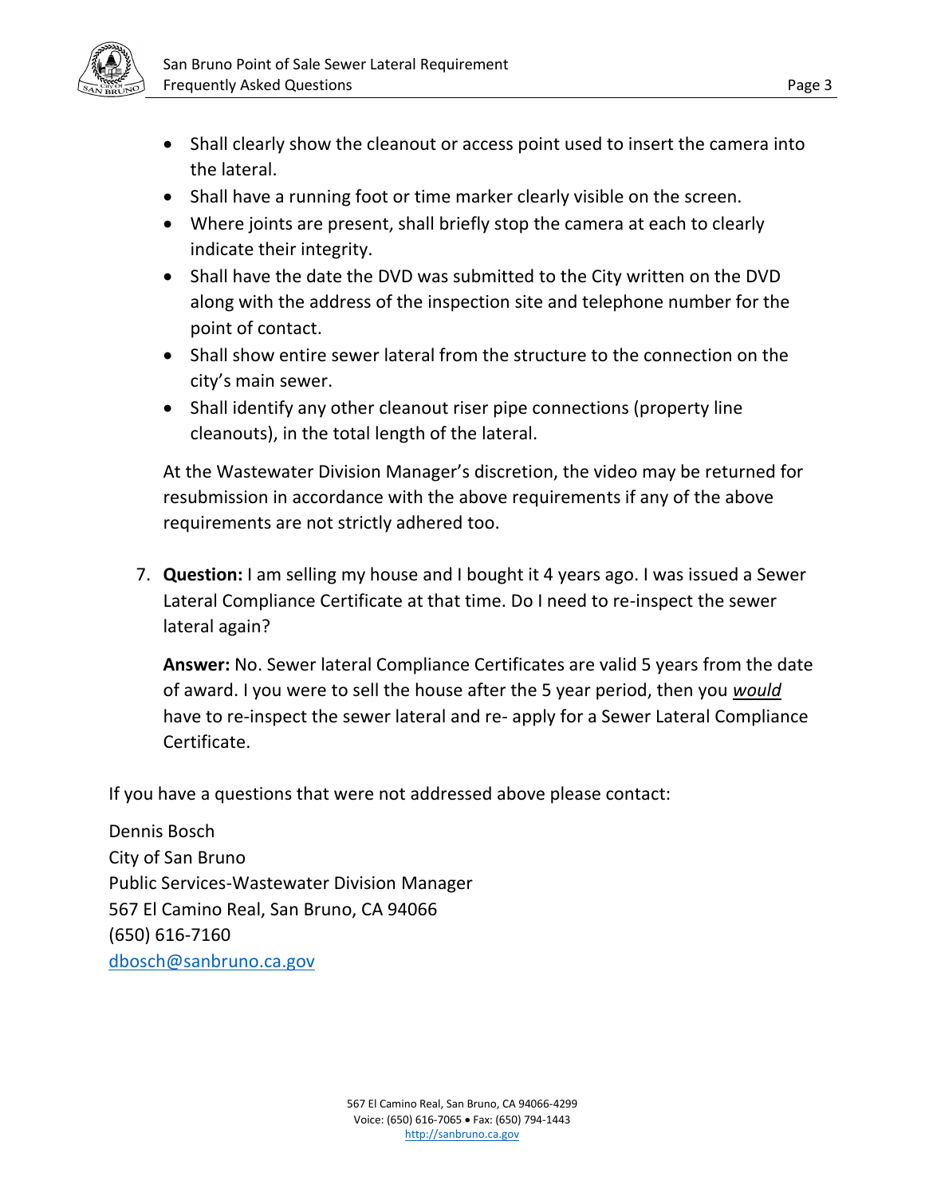- Shall clearly show the cleanout or access point used to insert the camera into the lateral.
- Shall have a running foot or time marker clearly visible on the screen.
- Where joints are present, shall briefly stop the camera at each to clearly indicate their integrity.
- Shall have the date the DVD was submitted to the City written on the DVD along with the address of the inspection site and telephone number for the point of contact.
- Shall show entire sewer lateral from the structure to the connection on the city's main sewer.
- Shall identify any other cleanout riser pipe connections (property line cleanouts), in the total length of the lateral.

At the Wastewater Division Manager's discretion, the video may be returned for resubmission in accordance with the above requirements if any of the above requirements are not strictly adhered too.

7. **Question:** I am selling my house and I bought it 4 years ago. I was issued a Sewer Lateral Compliance Certificate at that time. Do I need to re-inspect the sewer lateral again?

   **Answer:** No. Sewer lateral Compliance Certificates are valid 5 years from the date of award. I you were to sell the house after the 5 year period, then you ***would*** have to re-inspect the sewer lateral and re- apply for a Sewer Lateral Compliance Certificate.

If you have a questions that were not addressed above please contact:

Dennis Bosch
City of San Bruno
Public Services-Wastewater Division Manager
567 El Camino Real, San Bruno, CA 94066
(650) 616-7160
dbosch@sanbruno.ca.gov